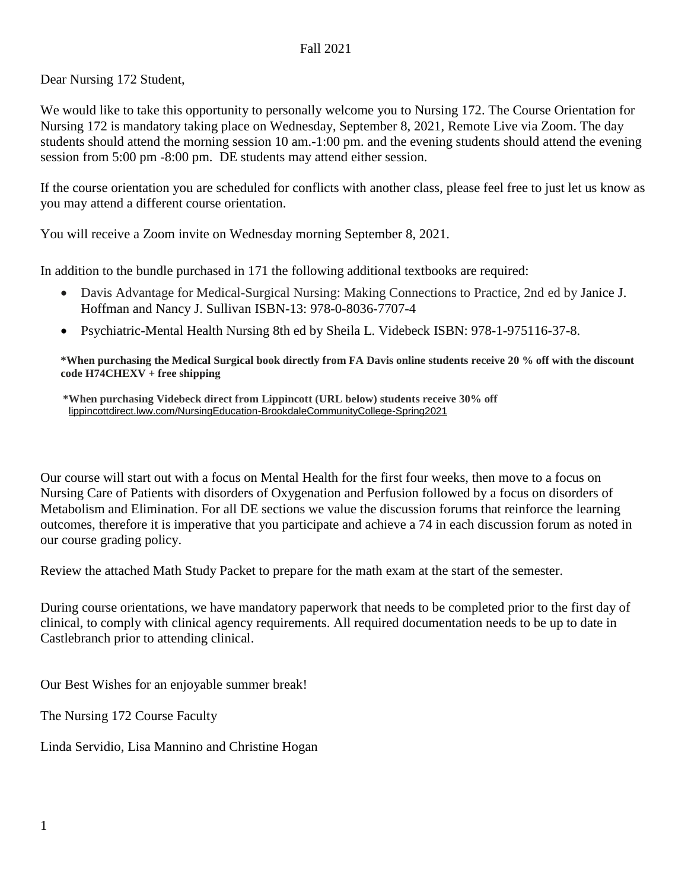Fall 2021

Dear Nursing 172 Student,

We would like to take this opportunity to personally welcome you to Nursing 172. The Course Orientation for Nursing 172 is mandatory taking place on Wednesday, September 8, 2021, Remote Live via Zoom. The day students should attend the morning session 10 am.-1:00 pm. and the evening students should attend the evening session from 5:00 pm -8:00 pm. DE students may attend either session.

If the course orientation you are scheduled for conflicts with another class, please feel free to just let us know as you may attend a different course orientation.

You will receive a Zoom invite on Wednesday morning September 8, 2021.

In addition to the bundle purchased in 171 the following additional textbooks are required:

- Davis Advantage for Medical-Surgical Nursing: Making Connections to Practice, 2nd ed by Janice J. Hoffman and Nancy J. Sullivan ISBN-13: 978-0-8036-7707-4
- Psychiatric-Mental Health Nursing 8th ed by Sheila L. Videbeck ISBN: 978-1-975116-37-8.

**\*When purchasing the Medical Surgical book directly from FA Davis online students receive 20 % off with the discount code H74CHEXV + free shipping**

**\*When purchasing Videbeck direct from Lippincott (URL below) students receive 30% off**
lippincottdirect.lww.com/NursingEducation-BrookdaleCommunityCollege-Spring2021

Our course will start out with a focus on Mental Health for the first four weeks, then move to a focus on Nursing Care of Patients with disorders of Oxygenation and Perfusion followed by a focus on disorders of Metabolism and Elimination. For all DE sections we value the discussion forums that reinforce the learning outcomes, therefore it is imperative that you participate and achieve a 74 in each discussion forum as noted in our course grading policy.

Review the attached Math Study Packet to prepare for the math exam at the start of the semester.

During course orientations, we have mandatory paperwork that needs to be completed prior to the first day of clinical, to comply with clinical agency requirements. All required documentation needs to be up to date in Castlebranch prior to attending clinical.

Our Best Wishes for an enjoyable summer break!

The Nursing 172 Course Faculty

Linda Servidio, Lisa Mannino and Christine Hogan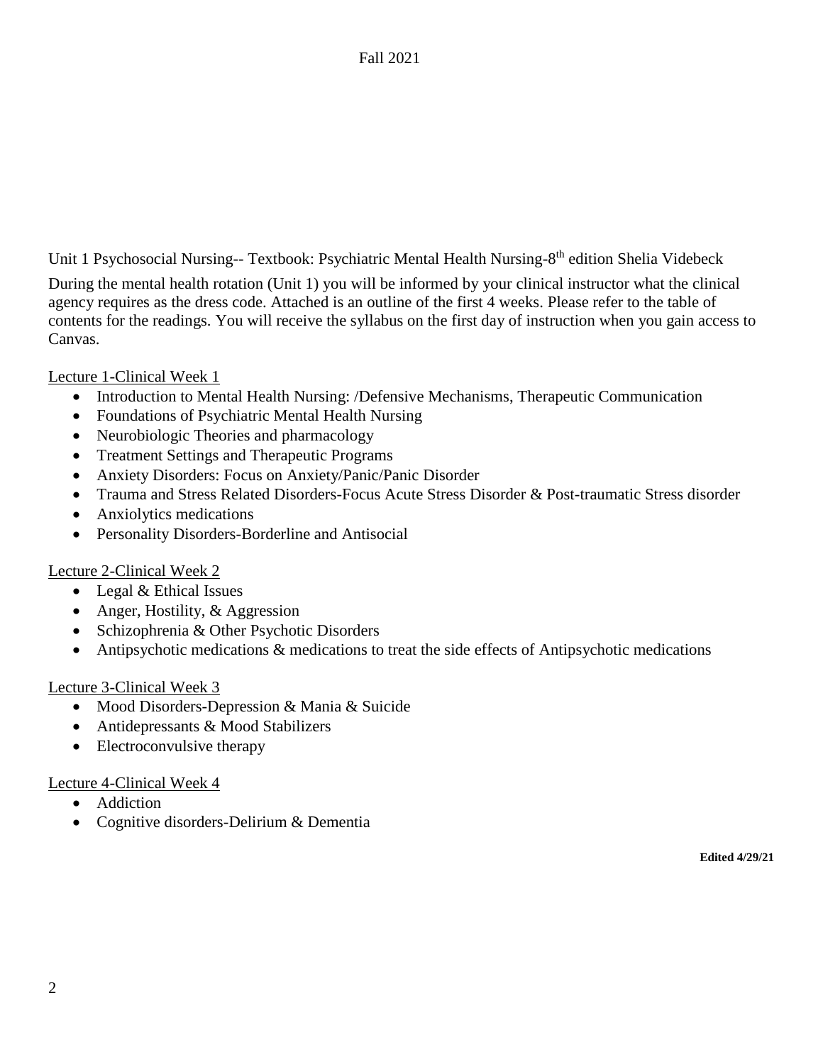Fall 2021

Unit 1 Psychosocial Nursing-- Textbook: Psychiatric Mental Health Nursing-8th edition Shelia Videbeck

During the mental health rotation (Unit 1) you will be informed by your clinical instructor what the clinical agency requires as the dress code. Attached is an outline of the first 4 weeks. Please refer to the table of contents for the readings. You will receive the syllabus on the first day of instruction when you gain access to Canvas.

Lecture 1-Clinical Week 1

- Introduction to Mental Health Nursing: /Defensive Mechanisms, Therapeutic Communication
- Foundations of Psychiatric Mental Health Nursing
- Neurobiologic Theories and pharmacology
- Treatment Settings and Therapeutic Programs
- Anxiety Disorders: Focus on Anxiety/Panic/Panic Disorder
- Trauma and Stress Related Disorders-Focus Acute Stress Disorder & Post-traumatic Stress disorder
- Anxiolytics medications
- Personality Disorders-Borderline and Antisocial

Lecture 2-Clinical Week 2

- Legal & Ethical Issues
- Anger, Hostility, & Aggression
- Schizophrenia & Other Psychotic Disorders
- Antipsychotic medications & medications to treat the side effects of Antipsychotic medications

Lecture 3-Clinical Week 3

- Mood Disorders-Depression & Mania & Suicide
- Antidepressants & Mood Stabilizers
- Electroconvulsive therapy

Lecture 4-Clinical Week 4

- Addiction
- Cognitive disorders-Delirium & Dementia

**Edited 4/29/21**